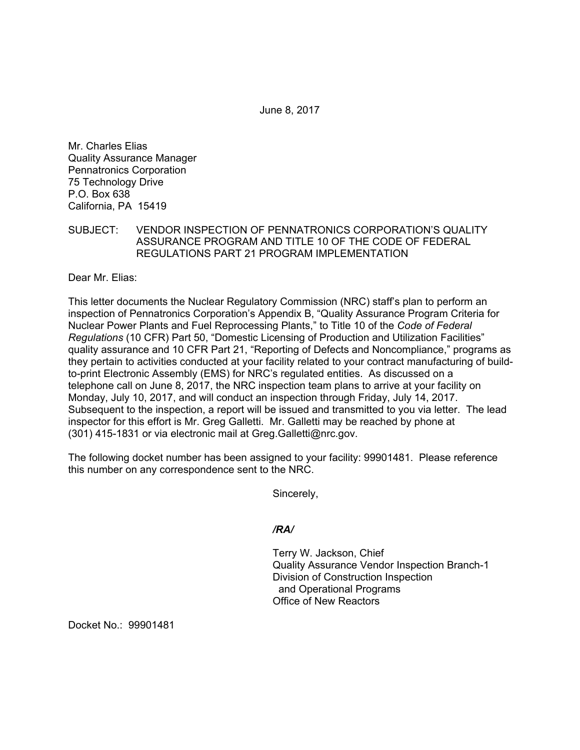June 8, 2017

Mr. Charles Elias
Quality Assurance Manager
Pennatronics Corporation
75 Technology Drive
P.O. Box 638
California, PA 15419

SUBJECT: VENDOR INSPECTION OF PENNATRONICS CORPORATION'S QUALITY ASSURANCE PROGRAM AND TITLE 10 OF THE CODE OF FEDERAL REGULATIONS PART 21 PROGRAM IMPLEMENTATION

Dear Mr. Elias:

This letter documents the Nuclear Regulatory Commission (NRC) staff's plan to perform an inspection of Pennatronics Corporation's Appendix B, "Quality Assurance Program Criteria for Nuclear Power Plants and Fuel Reprocessing Plants," to Title 10 of the *Code of Federal Regulations* (10 CFR) Part 50, "Domestic Licensing of Production and Utilization Facilities" quality assurance and 10 CFR Part 21, "Reporting of Defects and Noncompliance," programs as they pertain to activities conducted at your facility related to your contract manufacturing of build-to-print Electronic Assembly (EMS) for NRC's regulated entities. As discussed on a telephone call on June 8, 2017, the NRC inspection team plans to arrive at your facility on Monday, July 10, 2017, and will conduct an inspection through Friday, July 14, 2017. Subsequent to the inspection, a report will be issued and transmitted to you via letter. The lead inspector for this effort is Mr. Greg Galletti. Mr. Galletti may be reached by phone at (301) 415-1831 or via electronic mail at Greg.Galletti@nrc.gov.

The following docket number has been assigned to your facility: 99901481. Please reference this number on any correspondence sent to the NRC.

Sincerely,

*/RA/*

Terry W. Jackson, Chief
Quality Assurance Vendor Inspection Branch-1
Division of Construction Inspection
and Operational Programs
Office of New Reactors

Docket No.: 99901481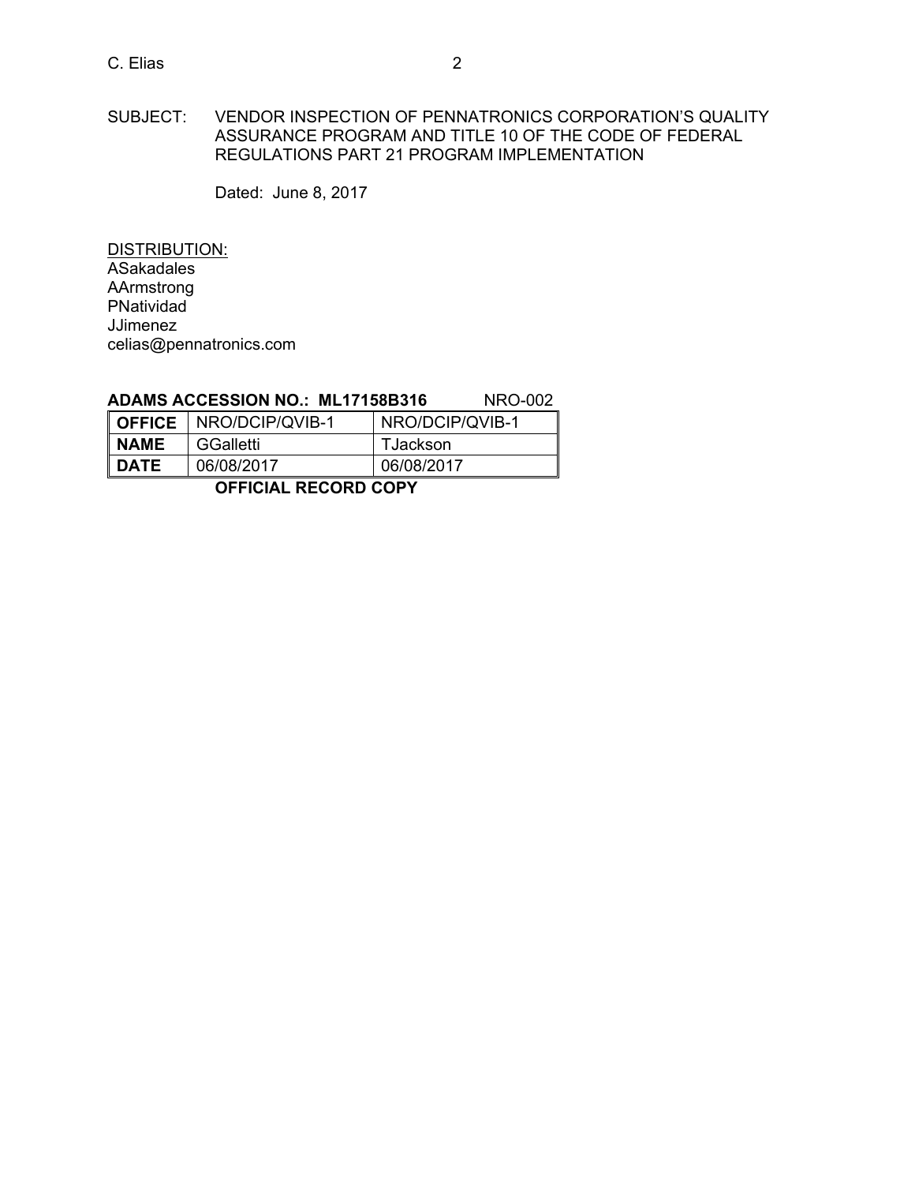SUBJECT: VENDOR INSPECTION OF PENNATRONICS CORPORATION'S QUALITY ASSURANCE PROGRAM AND TITLE 10 OF THE CODE OF FEDERAL REGULATIONS PART 21 PROGRAM IMPLEMENTATION

Dated: June 8, 2017

DISTRIBUTION:
ASakadales
AArmstrong
PNatividad
JJimenez
celias@pennatronics.com

**ADAMS ACCESSION NO.: ML17158B316** NRO-002

| | | |
|---|---|---|
| **OFFICE** | NRO/DCIP/QVIB-1 | NRO/DCIP/QVIB-1 |
| **NAME** | GGalletti | TJackson |
| **DATE** | 06/08/2017 | 06/08/2017 |

**OFFICIAL RECORD COPY**